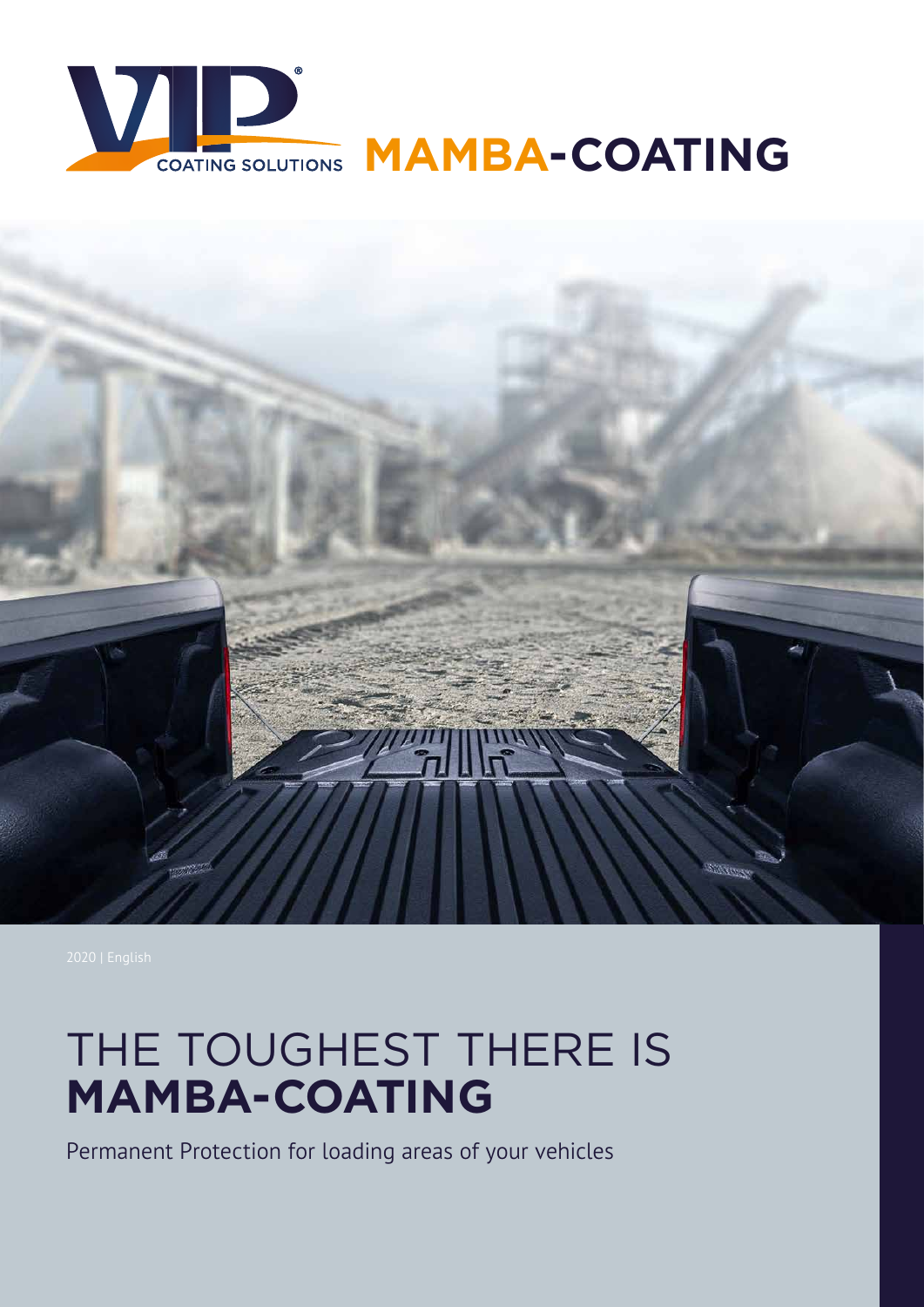VIP® COATING SOLUTIONS **MAMBA-COATING**

2020 | English

# THE TOUGHEST THERE IS **MAMBA-COATING**

Permanent Protection for loading areas of your vehicles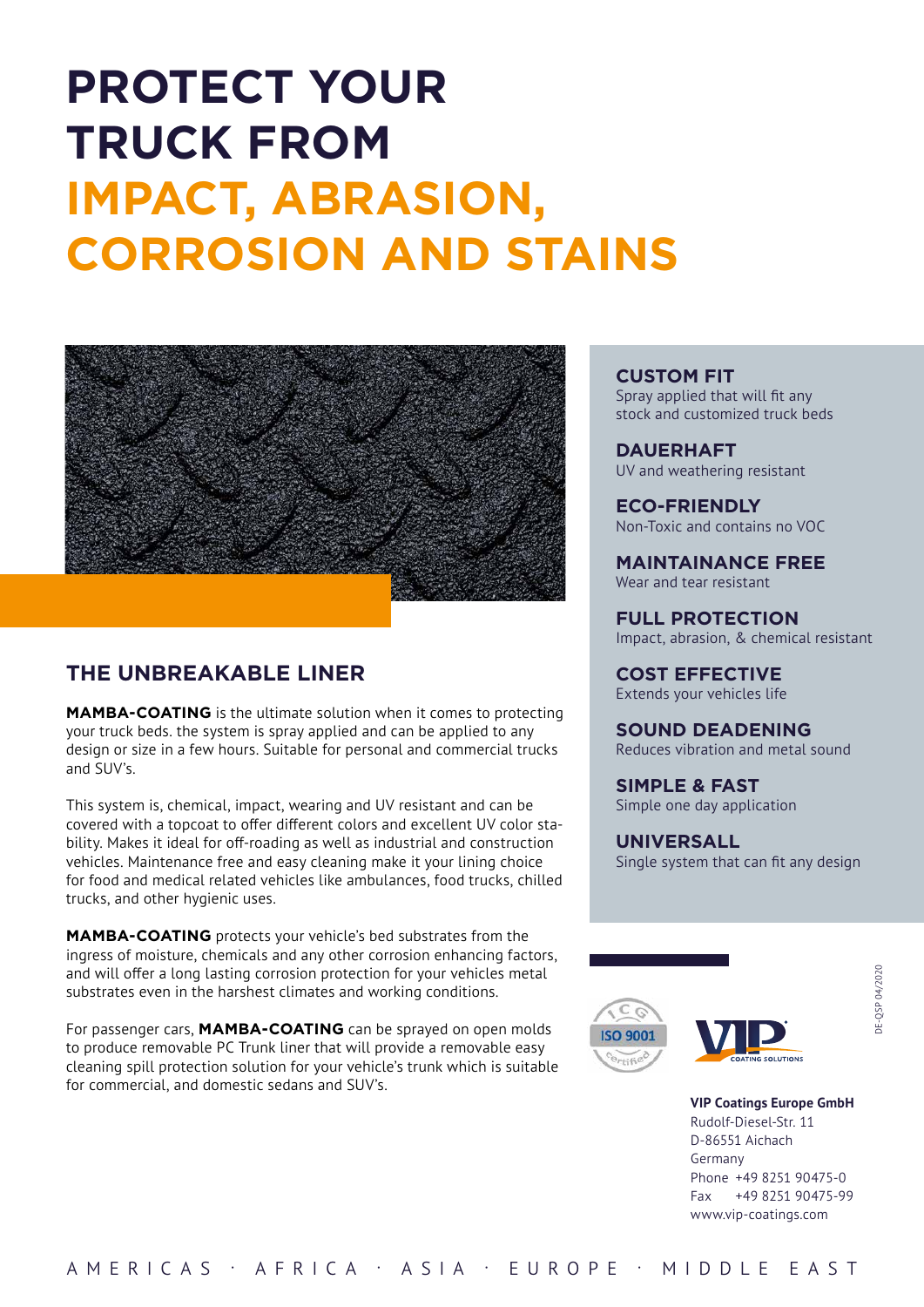# PROTECT YOUR TRUCK FROM IMPACT, ABRASION, CORROSION AND STAINS

## THE UNBREAKABLE LINER

**MAMBA-COATING** is the ultimate solution when it comes to protecting your truck beds. the system is spray applied and can be applied to any design or size in a few hours. Suitable for personal and commercial trucks and SUV's.

This system is, chemical, impact, wearing and UV resistant and can be covered with a topcoat to offer different colors and excellent UV color stability. Makes it ideal for off-roading as well as industrial and construction vehicles. Maintenance free and easy cleaning make it your lining choice for food and medical related vehicles like ambulances, food trucks, chilled trucks, and other hygienic uses.

**MAMBA-COATING** protects your vehicle's bed substrates from the ingress of moisture, chemicals and any other corrosion enhancing factors, and will offer a long lasting corrosion protection for your vehicles metal substrates even in the harshest climates and working conditions.

For passenger cars, **MAMBA-COATING** can be sprayed on open molds to produce removable PC Trunk liner that will provide a removable easy cleaning spill protection solution for your vehicle's trunk which is suitable for commercial, and domestic sedans and SUV's.

**CUSTOM FIT**
Spray applied that will fit any stock and customized truck beds

**DAUERHAFT**
UV and weathering resistant

**ECO-FRIENDLY**
Non-Toxic and contains no VOC

**MAINTANANCE FREE**
Wear and tear resistant

**FULL PROTECTION**
Impact, abrasion, & chemical resistant

**COST EFFECTIVE**
Extends your vehicles life

**SOUND DEADENING**
Reduces vibration and metal sound

**SIMPLE & FAST**
Simple one day application

**UNIVERSALL**
Single system that can fit any design

ICG ISO 9001 certified

VIP COATING SOLUTIONS

**VIP Coatings Europe GmbH**
Rudolf-Diesel-Str. 11
D-86551 Aichach
Germany
Phone +49 8251 90475-0
Fax +49 8251 90475-99
www.vip-coatings.com

DE-QSP 04/2020

AMERICAS · AFRICA · ASIA · EUROPE · MIDDLE EAST